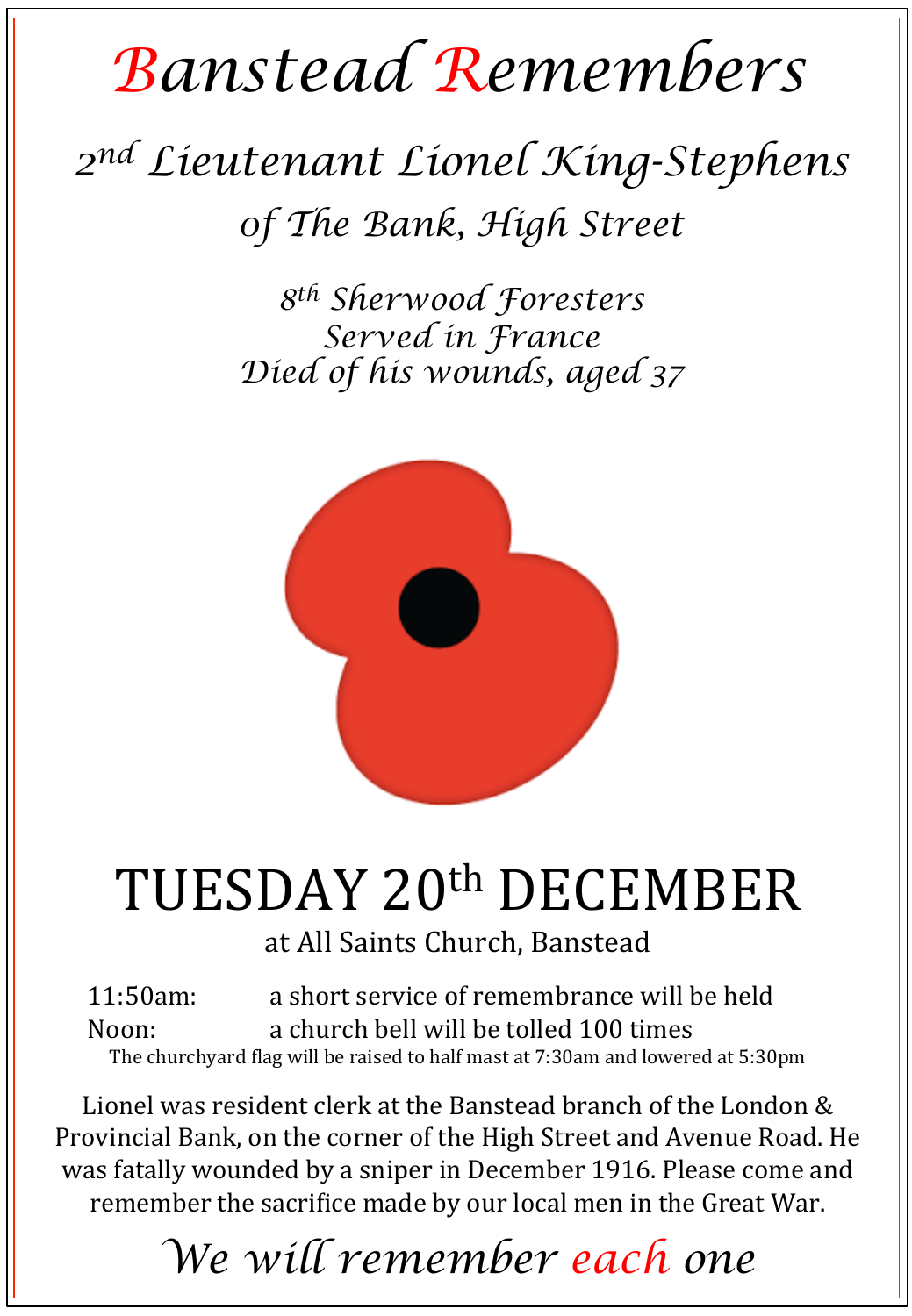# *Banstead Remembers*

## *2nd Lieutenant Lionel King-Stephens*

### *of The Bank, High Street*

*8th Sherwood Foresters*
*Served in France*
*Died of his wounds, aged 37*

# TUESDAY 20th DECEMBER

at All Saints Church, Banstead

11:50am: a short service of remembrance will be held
Noon: a church bell will be tolled 100 times

The churchyard flag will be raised to half mast at 7:30am and lowered at 5:30pm

Lionel was resident clerk at the Banstead branch of the London & Provincial Bank, on the corner of the High Street and Avenue Road. He was fatally wounded by a sniper in December 1916. Please come and remember the sacrifice made by our local men in the Great War.

*We will remember each one*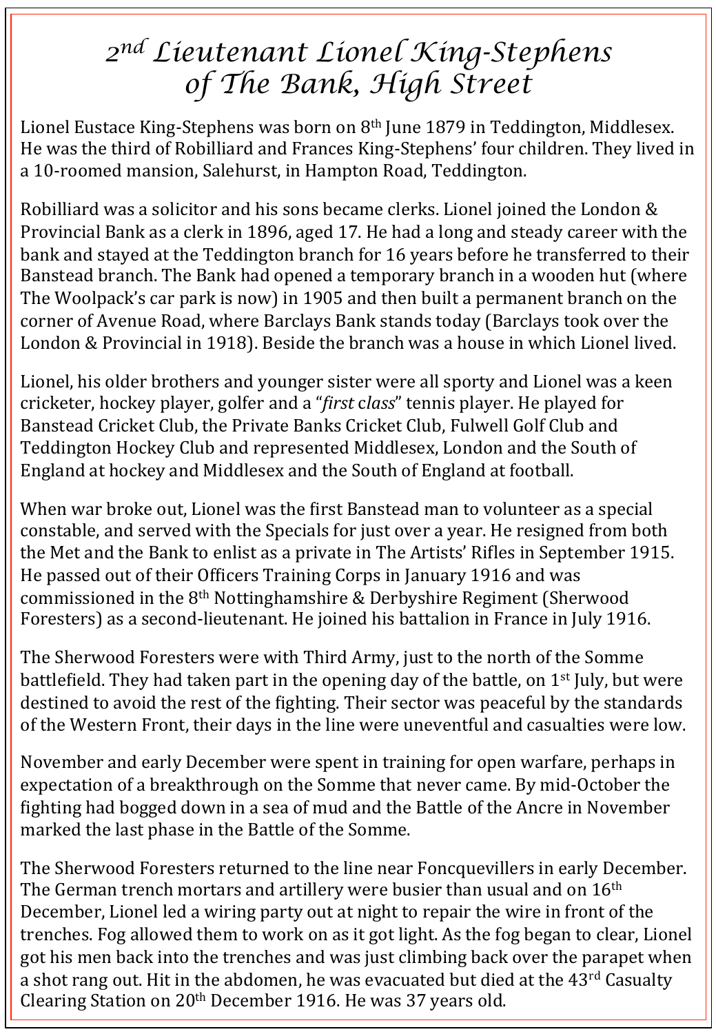# 2nd Lieutenant Lionel King-Stephens of The Bank, High Street

Lionel Eustace King-Stephens was born on 8th June 1879 in Teddington, Middlesex. He was the third of Robilliard and Frances King-Stephens' four children. They lived in a 10-roomed mansion, Salehurst, in Hampton Road, Teddington.

Robilliard was a solicitor and his sons became clerks. Lionel joined the London & Provincial Bank as a clerk in 1896, aged 17. He had a long and steady career with the bank and stayed at the Teddington branch for 16 years before he transferred to their Banstead branch. The Bank had opened a temporary branch in a wooden hut (where The Woolpack's car park is now) in 1905 and then built a permanent branch on the corner of Avenue Road, where Barclays Bank stands today (Barclays took over the London & Provincial in 1918). Beside the branch was a house in which Lionel lived.

Lionel, his older brothers and younger sister were all sporty and Lionel was a keen cricketer, hockey player, golfer and a "*first class*" tennis player. He played for Banstead Cricket Club, the Private Banks Cricket Club, Fulwell Golf Club and Teddington Hockey Club and represented Middlesex, London and the South of England at hockey and Middlesex and the South of England at football.

When war broke out, Lionel was the first Banstead man to volunteer as a special constable, and served with the Specials for just over a year. He resigned from both the Met and the Bank to enlist as a private in The Artists' Rifles in September 1915. He passed out of their Officers Training Corps in January 1916 and was commissioned in the 8th Nottinghamshire & Derbyshire Regiment (Sherwood Foresters) as a second-lieutenant. He joined his battalion in France in July 1916.

The Sherwood Foresters were with Third Army, just to the north of the Somme battlefield. They had taken part in the opening day of the battle, on 1st July, but were destined to avoid the rest of the fighting. Their sector was peaceful by the standards of the Western Front, their days in the line were uneventful and casualties were low.

November and early December were spent in training for open warfare, perhaps in expectation of a breakthrough on the Somme that never came. By mid-October the fighting had bogged down in a sea of mud and the Battle of the Ancre in November marked the last phase in the Battle of the Somme.

The Sherwood Foresters returned to the line near Foncquevillers in early December. The German trench mortars and artillery were busier than usual and on 16th December, Lionel led a wiring party out at night to repair the wire in front of the trenches. Fog allowed them to work on as it got light. As the fog began to clear, Lionel got his men back into the trenches and was just climbing back over the parapet when a shot rang out. Hit in the abdomen, he was evacuated but died at the 43rd Casualty Clearing Station on 20th December 1916. He was 37 years old.